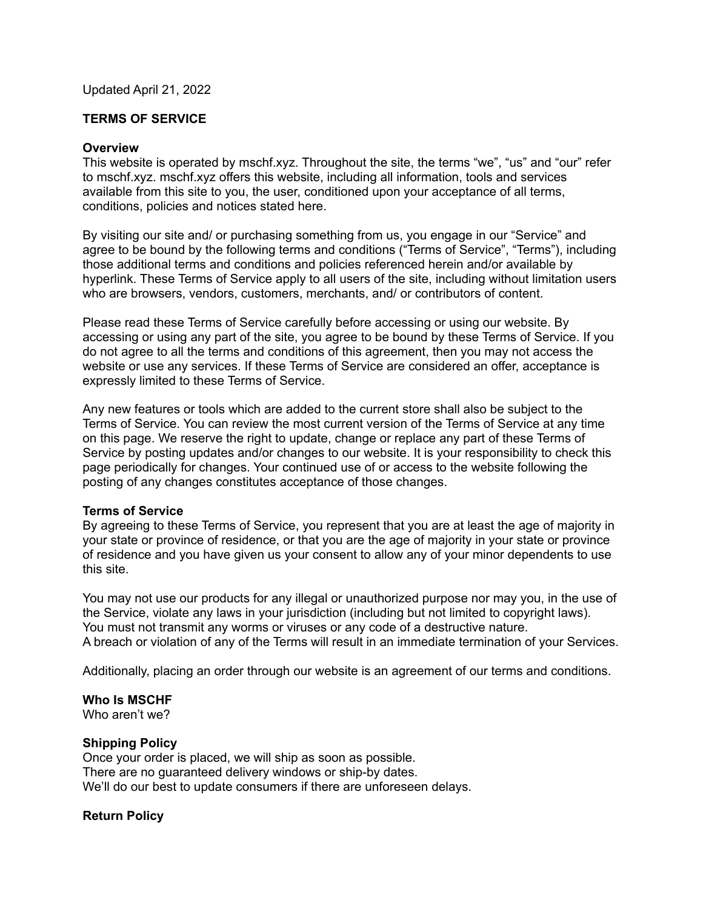Updated April 21, 2022

# TERMS OF SERVICE

## Overview

This website is operated by mschf.xyz. Throughout the site, the terms "we", "us" and "our" refer to mschf.xyz. mschf.xyz offers this website, including all information, tools and services available from this site to you, the user, conditioned upon your acceptance of all terms, conditions, policies and notices stated here.

By visiting our site and/ or purchasing something from us, you engage in our "Service" and agree to be bound by the following terms and conditions ("Terms of Service", "Terms"), including those additional terms and conditions and policies referenced herein and/or available by hyperlink. These Terms of Service apply to all users of the site, including without limitation users who are browsers, vendors, customers, merchants, and/ or contributors of content.

Please read these Terms of Service carefully before accessing or using our website. By accessing or using any part of the site, you agree to be bound by these Terms of Service. If you do not agree to all the terms and conditions of this agreement, then you may not access the website or use any services. If these Terms of Service are considered an offer, acceptance is expressly limited to these Terms of Service.

Any new features or tools which are added to the current store shall also be subject to the Terms of Service. You can review the most current version of the Terms of Service at any time on this page. We reserve the right to update, change or replace any part of these Terms of Service by posting updates and/or changes to our website. It is your responsibility to check this page periodically for changes. Your continued use of or access to the website following the posting of any changes constitutes acceptance of those changes.

## Terms of Service

By agreeing to these Terms of Service, you represent that you are at least the age of majority in your state or province of residence, or that you are the age of majority in your state or province of residence and you have given us your consent to allow any of your minor dependents to use this site.

You may not use our products for any illegal or unauthorized purpose nor may you, in the use of the Service, violate any laws in your jurisdiction (including but not limited to copyright laws).
You must not transmit any worms or viruses or any code of a destructive nature.
A breach or violation of any of the Terms will result in an immediate termination of your Services.

Additionally, placing an order through our website is an agreement of our terms and conditions.

## Who Is MSCHF

Who aren't we?

## Shipping Policy

Once your order is placed, we will ship as soon as possible.
There are no guaranteed delivery windows or ship-by dates.
We'll do our best to update consumers if there are unforeseen delays.

## Return Policy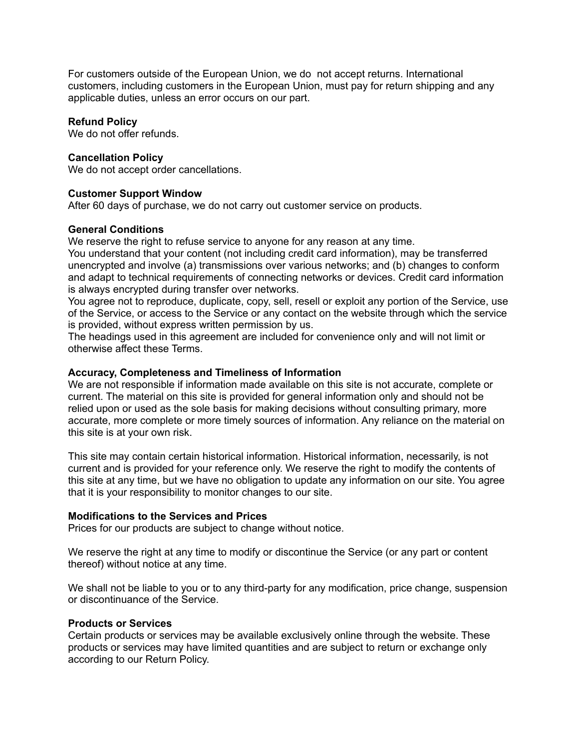For customers outside of the European Union, we do  not accept returns. International customers, including customers in the European Union, must pay for return shipping and any applicable duties, unless an error occurs on our part.

**Refund Policy**
We do not offer refunds.

**Cancellation Policy**
We do not accept order cancellations.

**Customer Support Window**
After 60 days of purchase, we do not carry out customer service on products.

**General Conditions**
We reserve the right to refuse service to anyone for any reason at any time.
You understand that your content (not including credit card information), may be transferred unencrypted and involve (a) transmissions over various networks; and (b) changes to conform and adapt to technical requirements of connecting networks or devices. Credit card information is always encrypted during transfer over networks.
You agree not to reproduce, duplicate, copy, sell, resell or exploit any portion of the Service, use of the Service, or access to the Service or any contact on the website through which the service is provided, without express written permission by us.
The headings used in this agreement are included for convenience only and will not limit or otherwise affect these Terms.

**Accuracy, Completeness and Timeliness of Information**
We are not responsible if information made available on this site is not accurate, complete or current. The material on this site is provided for general information only and should not be relied upon or used as the sole basis for making decisions without consulting primary, more accurate, more complete or more timely sources of information. Any reliance on the material on this site is at your own risk.

This site may contain certain historical information. Historical information, necessarily, is not current and is provided for your reference only. We reserve the right to modify the contents of this site at any time, but we have no obligation to update any information on our site. You agree that it is your responsibility to monitor changes to our site.

**Modifications to the Services and Prices**
Prices for our products are subject to change without notice.

We reserve the right at any time to modify or discontinue the Service (or any part or content thereof) without notice at any time.

We shall not be liable to you or to any third-party for any modification, price change, suspension or discontinuance of the Service.

**Products or Services**
Certain products or services may be available exclusively online through the website. These products or services may have limited quantities and are subject to return or exchange only according to our Return Policy.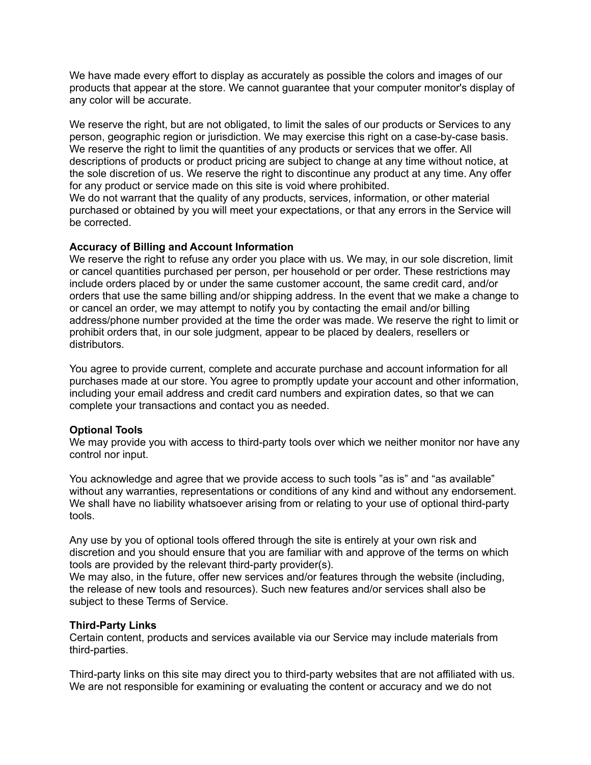We have made every effort to display as accurately as possible the colors and images of our products that appear at the store. We cannot guarantee that your computer monitor's display of any color will be accurate.

We reserve the right, but are not obligated, to limit the sales of our products or Services to any person, geographic region or jurisdiction. We may exercise this right on a case-by-case basis. We reserve the right to limit the quantities of any products or services that we offer. All descriptions of products or product pricing are subject to change at any time without notice, at the sole discretion of us. We reserve the right to discontinue any product at any time. Any offer for any product or service made on this site is void where prohibited.
We do not warrant that the quality of any products, services, information, or other material purchased or obtained by you will meet your expectations, or that any errors in the Service will be corrected.

**Accuracy of Billing and Account Information**
We reserve the right to refuse any order you place with us. We may, in our sole discretion, limit or cancel quantities purchased per person, per household or per order. These restrictions may include orders placed by or under the same customer account, the same credit card, and/or orders that use the same billing and/or shipping address. In the event that we make a change to or cancel an order, we may attempt to notify you by contacting the email and/or billing address/phone number provided at the time the order was made. We reserve the right to limit or prohibit orders that, in our sole judgment, appear to be placed by dealers, resellers or distributors.

You agree to provide current, complete and accurate purchase and account information for all purchases made at our store. You agree to promptly update your account and other information, including your email address and credit card numbers and expiration dates, so that we can complete your transactions and contact you as needed.

**Optional Tools**
We may provide you with access to third-party tools over which we neither monitor nor have any control nor input.

You acknowledge and agree that we provide access to such tools "as is" and "as available" without any warranties, representations or conditions of any kind and without any endorsement. We shall have no liability whatsoever arising from or relating to your use of optional third-party tools.

Any use by you of optional tools offered through the site is entirely at your own risk and discretion and you should ensure that you are familiar with and approve of the terms on which tools are provided by the relevant third-party provider(s).
We may also, in the future, offer new services and/or features through the website (including, the release of new tools and resources). Such new features and/or services shall also be subject to these Terms of Service.

**Third-Party Links**
Certain content, products and services available via our Service may include materials from third-parties.

Third-party links on this site may direct you to third-party websites that are not affiliated with us. We are not responsible for examining or evaluating the content or accuracy and we do not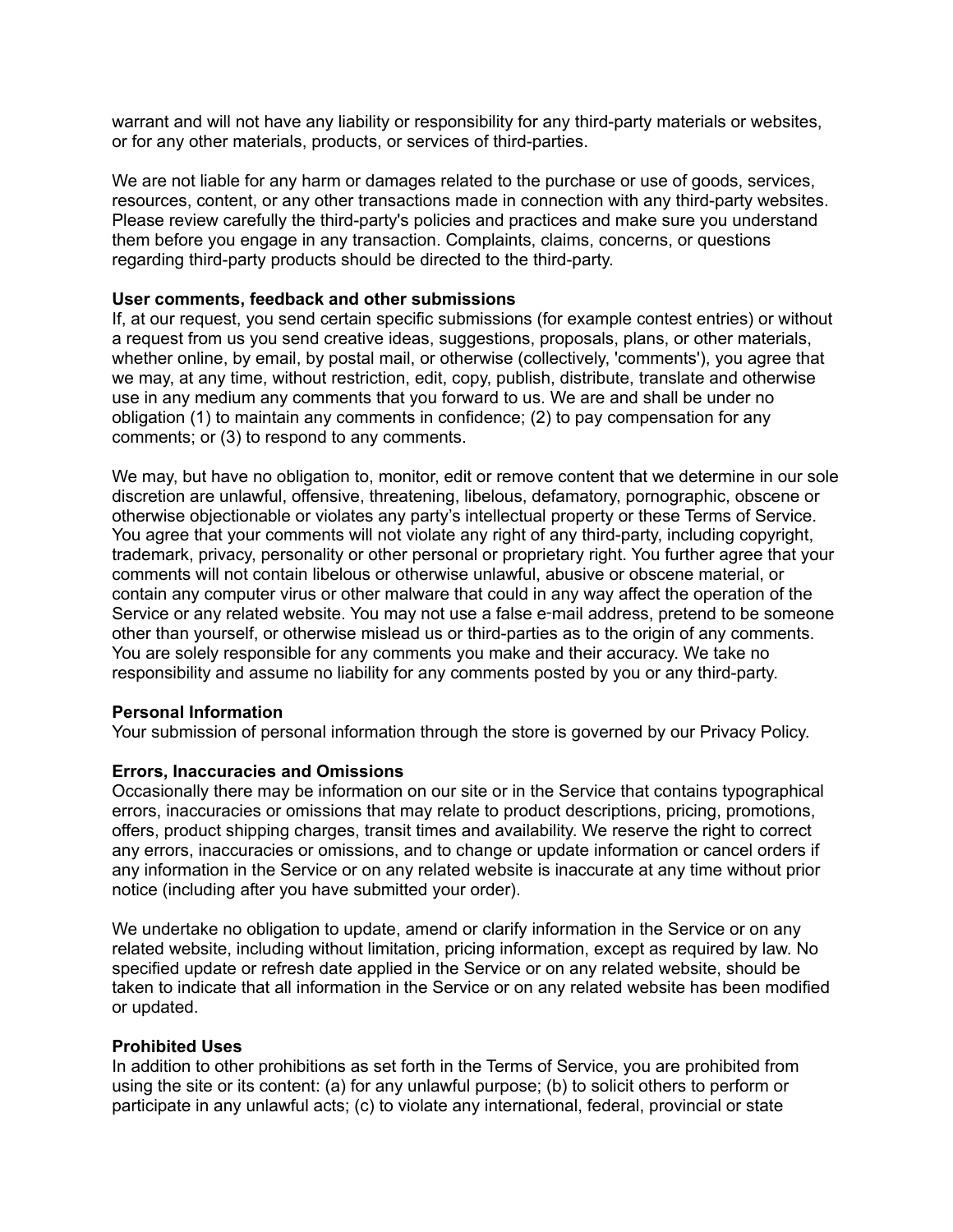warrant and will not have any liability or responsibility for any third-party materials or websites, or for any other materials, products, or services of third-parties.

We are not liable for any harm or damages related to the purchase or use of goods, services, resources, content, or any other transactions made in connection with any third-party websites. Please review carefully the third-party's policies and practices and make sure you understand them before you engage in any transaction. Complaints, claims, concerns, or questions regarding third-party products should be directed to the third-party.

**User comments, feedback and other submissions**

If, at our request, you send certain specific submissions (for example contest entries) or without a request from us you send creative ideas, suggestions, proposals, plans, or other materials, whether online, by email, by postal mail, or otherwise (collectively, 'comments'), you agree that we may, at any time, without restriction, edit, copy, publish, distribute, translate and otherwise use in any medium any comments that you forward to us. We are and shall be under no obligation (1) to maintain any comments in confidence; (2) to pay compensation for any comments; or (3) to respond to any comments.

We may, but have no obligation to, monitor, edit or remove content that we determine in our sole discretion are unlawful, offensive, threatening, libelous, defamatory, pornographic, obscene or otherwise objectionable or violates any party's intellectual property or these Terms of Service. You agree that your comments will not violate any right of any third-party, including copyright, trademark, privacy, personality or other personal or proprietary right. You further agree that your comments will not contain libelous or otherwise unlawful, abusive or obscene material, or contain any computer virus or other malware that could in any way affect the operation of the Service or any related website. You may not use a false e-mail address, pretend to be someone other than yourself, or otherwise mislead us or third-parties as to the origin of any comments. You are solely responsible for any comments you make and their accuracy. We take no responsibility and assume no liability for any comments posted by you or any third-party.

**Personal Information**

Your submission of personal information through the store is governed by our Privacy Policy.

**Errors, Inaccuracies and Omissions**

Occasionally there may be information on our site or in the Service that contains typographical errors, inaccuracies or omissions that may relate to product descriptions, pricing, promotions, offers, product shipping charges, transit times and availability. We reserve the right to correct any errors, inaccuracies or omissions, and to change or update information or cancel orders if any information in the Service or on any related website is inaccurate at any time without prior notice (including after you have submitted your order).

We undertake no obligation to update, amend or clarify information in the Service or on any related website, including without limitation, pricing information, except as required by law. No specified update or refresh date applied in the Service or on any related website, should be taken to indicate that all information in the Service or on any related website has been modified or updated.

**Prohibited Uses**

In addition to other prohibitions as set forth in the Terms of Service, you are prohibited from using the site or its content: (a) for any unlawful purpose; (b) to solicit others to perform or participate in any unlawful acts; (c) to violate any international, federal, provincial or state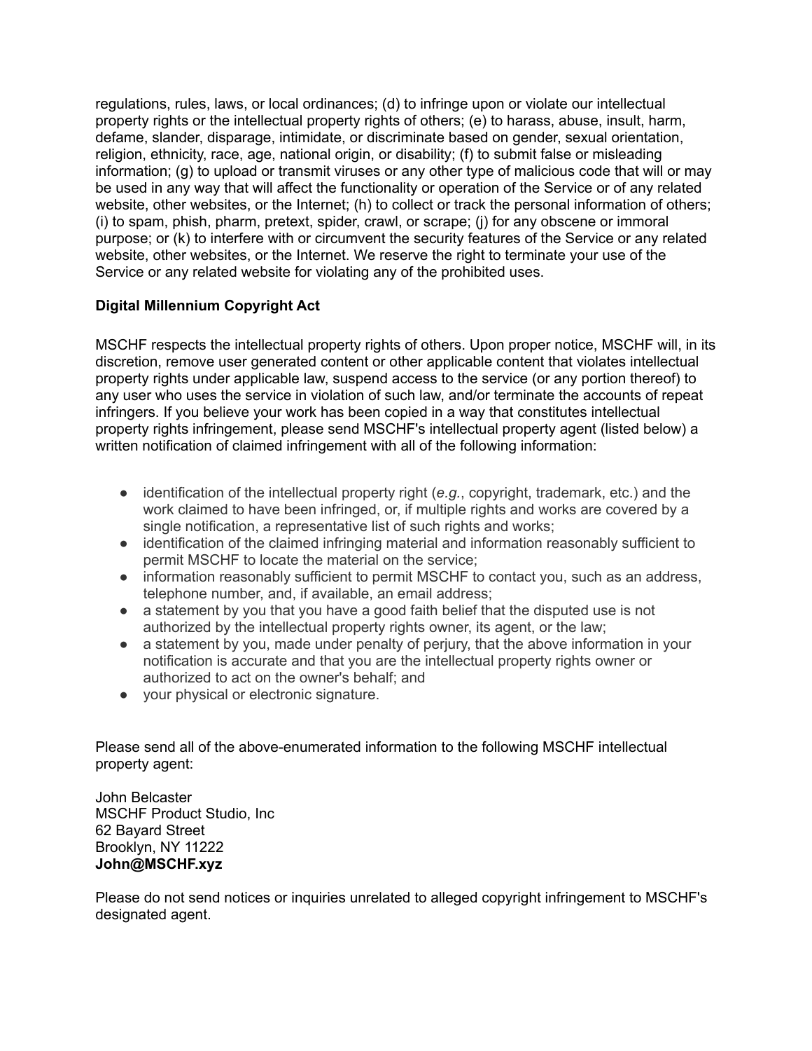regulations, rules, laws, or local ordinances; (d) to infringe upon or violate our intellectual property rights or the intellectual property rights of others; (e) to harass, abuse, insult, harm, defame, slander, disparage, intimidate, or discriminate based on gender, sexual orientation, religion, ethnicity, race, age, national origin, or disability; (f) to submit false or misleading information; (g) to upload or transmit viruses or any other type of malicious code that will or may be used in any way that will affect the functionality or operation of the Service or of any related website, other websites, or the Internet; (h) to collect or track the personal information of others; (i) to spam, phish, pharm, pretext, spider, crawl, or scrape; (j) for any obscene or immoral purpose; or (k) to interfere with or circumvent the security features of the Service or any related website, other websites, or the Internet. We reserve the right to terminate your use of the Service or any related website for violating any of the prohibited uses.

**Digital Millennium Copyright Act**

MSCHF respects the intellectual property rights of others. Upon proper notice, MSCHF will, in its discretion, remove user generated content or other applicable content that violates intellectual property rights under applicable law, suspend access to the service (or any portion thereof) to any user who uses the service in violation of such law, and/or terminate the accounts of repeat infringers. If you believe your work has been copied in a way that constitutes intellectual property rights infringement, please send MSCHF's intellectual property agent (listed below) a written notification of claimed infringement with all of the following information:

- identification of the intellectual property right (*e.g.*, copyright, trademark, etc.) and the work claimed to have been infringed, or, if multiple rights and works are covered by a single notification, a representative list of such rights and works;
- identification of the claimed infringing material and information reasonably sufficient to permit MSCHF to locate the material on the service;
- information reasonably sufficient to permit MSCHF to contact you, such as an address, telephone number, and, if available, an email address;
- a statement by you that you have a good faith belief that the disputed use is not authorized by the intellectual property rights owner, its agent, or the law;
- a statement by you, made under penalty of perjury, that the above information in your notification is accurate and that you are the intellectual property rights owner or authorized to act on the owner's behalf; and
- your physical or electronic signature.

Please send all of the above-enumerated information to the following MSCHF intellectual property agent:

John Belcaster
MSCHF Product Studio, Inc
62 Bayard Street
Brooklyn, NY 11222
**John@MSCHF.xyz**

Please do not send notices or inquiries unrelated to alleged copyright infringement to MSCHF's designated agent.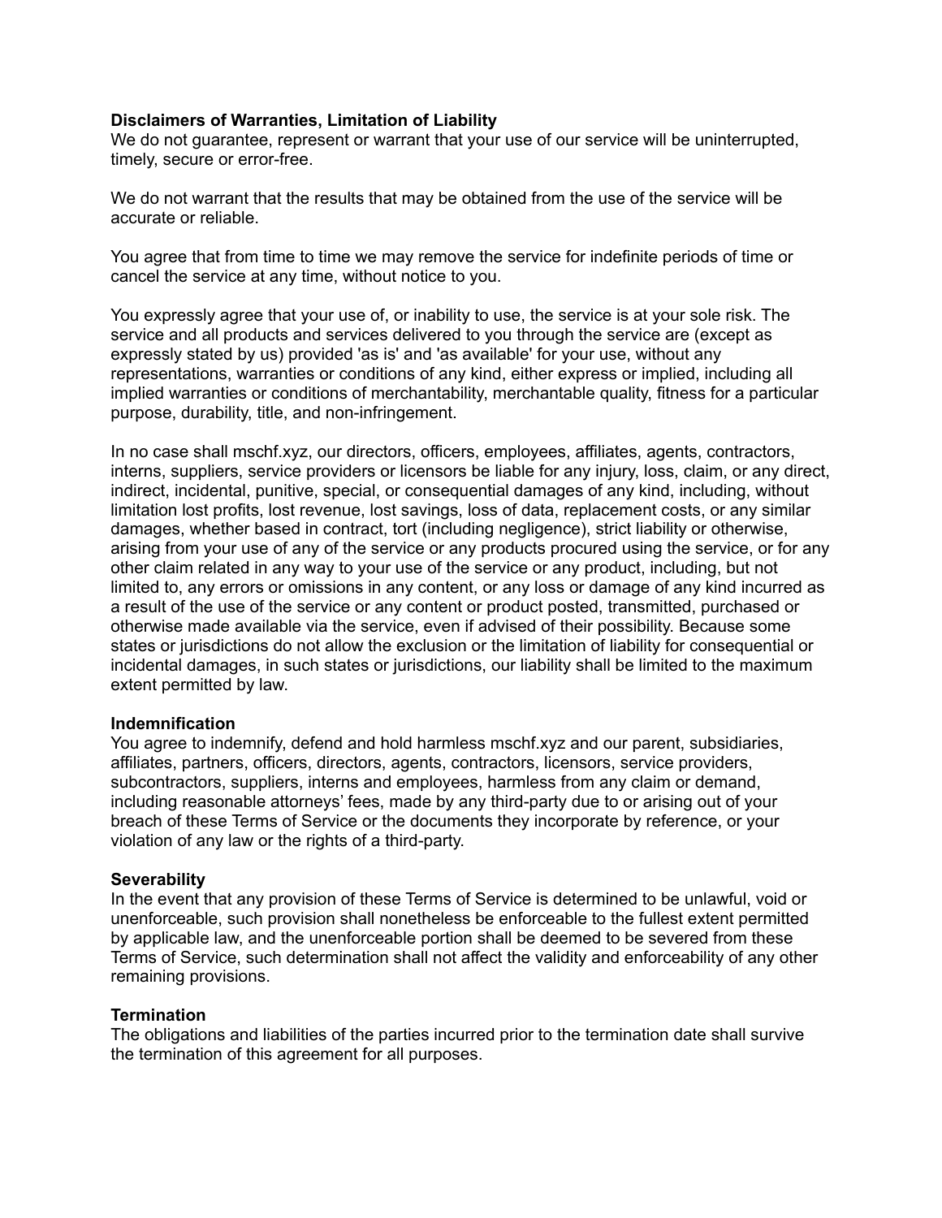**Disclaimers of Warranties, Limitation of Liability**

We do not guarantee, represent or warrant that your use of our service will be uninterrupted, timely, secure or error-free.

We do not warrant that the results that may be obtained from the use of the service will be accurate or reliable.

You agree that from time to time we may remove the service for indefinite periods of time or cancel the service at any time, without notice to you.

You expressly agree that your use of, or inability to use, the service is at your sole risk. The service and all products and services delivered to you through the service are (except as expressly stated by us) provided 'as is' and 'as available' for your use, without any representations, warranties or conditions of any kind, either express or implied, including all implied warranties or conditions of merchantability, merchantable quality, fitness for a particular purpose, durability, title, and non-infringement.

In no case shall mschf.xyz, our directors, officers, employees, affiliates, agents, contractors, interns, suppliers, service providers or licensors be liable for any injury, loss, claim, or any direct, indirect, incidental, punitive, special, or consequential damages of any kind, including, without limitation lost profits, lost revenue, lost savings, loss of data, replacement costs, or any similar damages, whether based in contract, tort (including negligence), strict liability or otherwise, arising from your use of any of the service or any products procured using the service, or for any other claim related in any way to your use of the service or any product, including, but not limited to, any errors or omissions in any content, or any loss or damage of any kind incurred as a result of the use of the service or any content or product posted, transmitted, purchased or otherwise made available via the service, even if advised of their possibility. Because some states or jurisdictions do not allow the exclusion or the limitation of liability for consequential or incidental damages, in such states or jurisdictions, our liability shall be limited to the maximum extent permitted by law.

**Indemnification**

You agree to indemnify, defend and hold harmless mschf.xyz and our parent, subsidiaries, affiliates, partners, officers, directors, agents, contractors, licensors, service providers, subcontractors, suppliers, interns and employees, harmless from any claim or demand, including reasonable attorneys' fees, made by any third-party due to or arising out of your breach of these Terms of Service or the documents they incorporate by reference, or your violation of any law or the rights of a third-party.

**Severability**

In the event that any provision of these Terms of Service is determined to be unlawful, void or unenforceable, such provision shall nonetheless be enforceable to the fullest extent permitted by applicable law, and the unenforceable portion shall be deemed to be severed from these Terms of Service, such determination shall not affect the validity and enforceability of any other remaining provisions.

**Termination**

The obligations and liabilities of the parties incurred prior to the termination date shall survive the termination of this agreement for all purposes.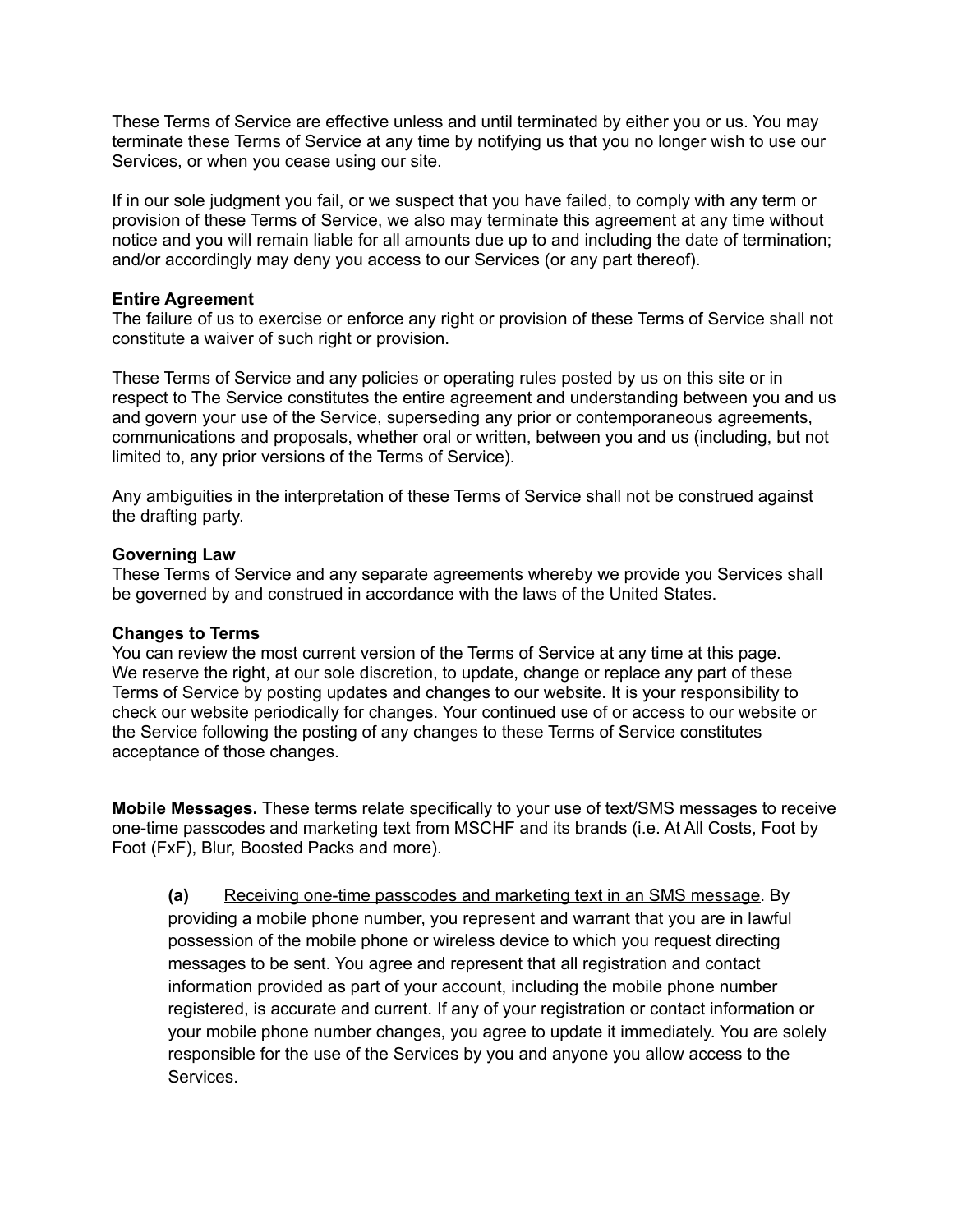These Terms of Service are effective unless and until terminated by either you or us. You may terminate these Terms of Service at any time by notifying us that you no longer wish to use our Services, or when you cease using our site.

If in our sole judgment you fail, or we suspect that you have failed, to comply with any term or provision of these Terms of Service, we also may terminate this agreement at any time without notice and you will remain liable for all amounts due up to and including the date of termination; and/or accordingly may deny you access to our Services (or any part thereof).

**Entire Agreement**
The failure of us to exercise or enforce any right or provision of these Terms of Service shall not constitute a waiver of such right or provision.

These Terms of Service and any policies or operating rules posted by us on this site or in respect to The Service constitutes the entire agreement and understanding between you and us and govern your use of the Service, superseding any prior or contemporaneous agreements, communications and proposals, whether oral or written, between you and us (including, but not limited to, any prior versions of the Terms of Service).

Any ambiguities in the interpretation of these Terms of Service shall not be construed against the drafting party.

**Governing Law**
These Terms of Service and any separate agreements whereby we provide you Services shall be governed by and construed in accordance with the laws of the United States.

**Changes to Terms**
You can review the most current version of the Terms of Service at any time at this page. We reserve the right, at our sole discretion, to update, change or replace any part of these Terms of Service by posting updates and changes to our website. It is your responsibility to check our website periodically for changes. Your continued use of or access to our website or the Service following the posting of any changes to these Terms of Service constitutes acceptance of those changes.

**Mobile Messages.** These terms relate specifically to your use of text/SMS messages to receive one-time passcodes and marketing text from MSCHF and its brands (i.e. At All Costs, Foot by Foot (FxF), Blur, Boosted Packs and more).

> **(a)** Receiving one-time passcodes and marketing text in an SMS message. By providing a mobile phone number, you represent and warrant that you are in lawful possession of the mobile phone or wireless device to which you request directing messages to be sent. You agree and represent that all registration and contact information provided as part of your account, including the mobile phone number registered, is accurate and current. If any of your registration or contact information or your mobile phone number changes, you agree to update it immediately. You are solely responsible for the use of the Services by you and anyone you allow access to the Services.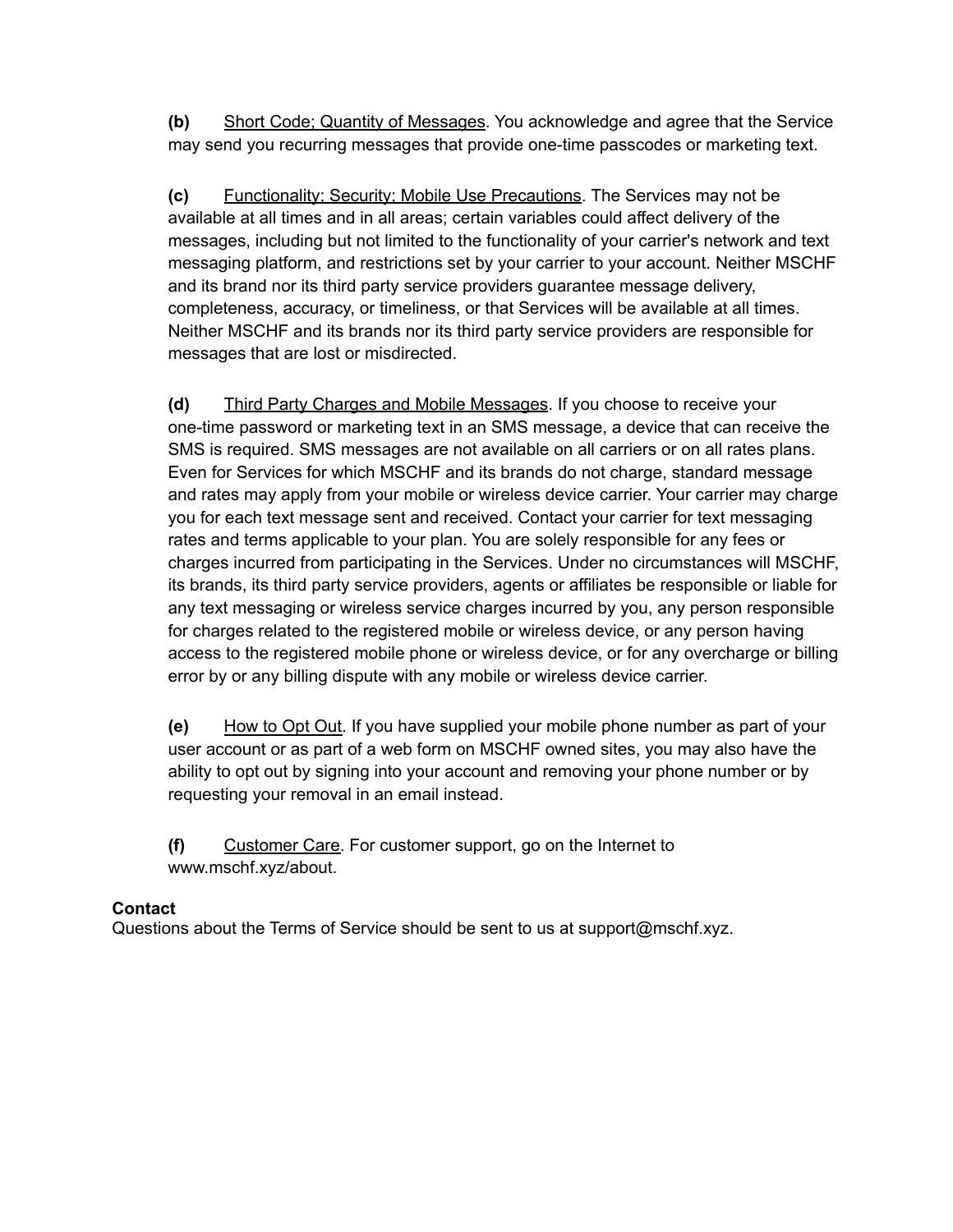**(b)** Short Code; Quantity of Messages. You acknowledge and agree that the Service may send you recurring messages that provide one-time passcodes or marketing text.

**(c)** Functionality; Security; Mobile Use Precautions. The Services may not be available at all times and in all areas; certain variables could affect delivery of the messages, including but not limited to the functionality of your carrier's network and text messaging platform, and restrictions set by your carrier to your account. Neither MSCHF and its brand nor its third party service providers guarantee message delivery, completeness, accuracy, or timeliness, or that Services will be available at all times. Neither MSCHF and its brands nor its third party service providers are responsible for messages that are lost or misdirected.

**(d)** Third Party Charges and Mobile Messages. If you choose to receive your one-time password or marketing text in an SMS message, a device that can receive the SMS is required. SMS messages are not available on all carriers or on all rates plans. Even for Services for which MSCHF and its brands do not charge, standard message and rates may apply from your mobile or wireless device carrier. Your carrier may charge you for each text message sent and received. Contact your carrier for text messaging rates and terms applicable to your plan. You are solely responsible for any fees or charges incurred from participating in the Services. Under no circumstances will MSCHF, its brands, its third party service providers, agents or affiliates be responsible or liable for any text messaging or wireless service charges incurred by you, any person responsible for charges related to the registered mobile or wireless device, or any person having access to the registered mobile phone or wireless device, or for any overcharge or billing error by or any billing dispute with any mobile or wireless device carrier.

**(e)** How to Opt Out. If you have supplied your mobile phone number as part of your user account or as part of a web form on MSCHF owned sites, you may also have the ability to opt out by signing into your account and removing your phone number or by requesting your removal in an email instead.

**(f)** Customer Care. For customer support, go on the Internet to www.mschf.xyz/about.

**Contact**

Questions about the Terms of Service should be sent to us at support@mschf.xyz.